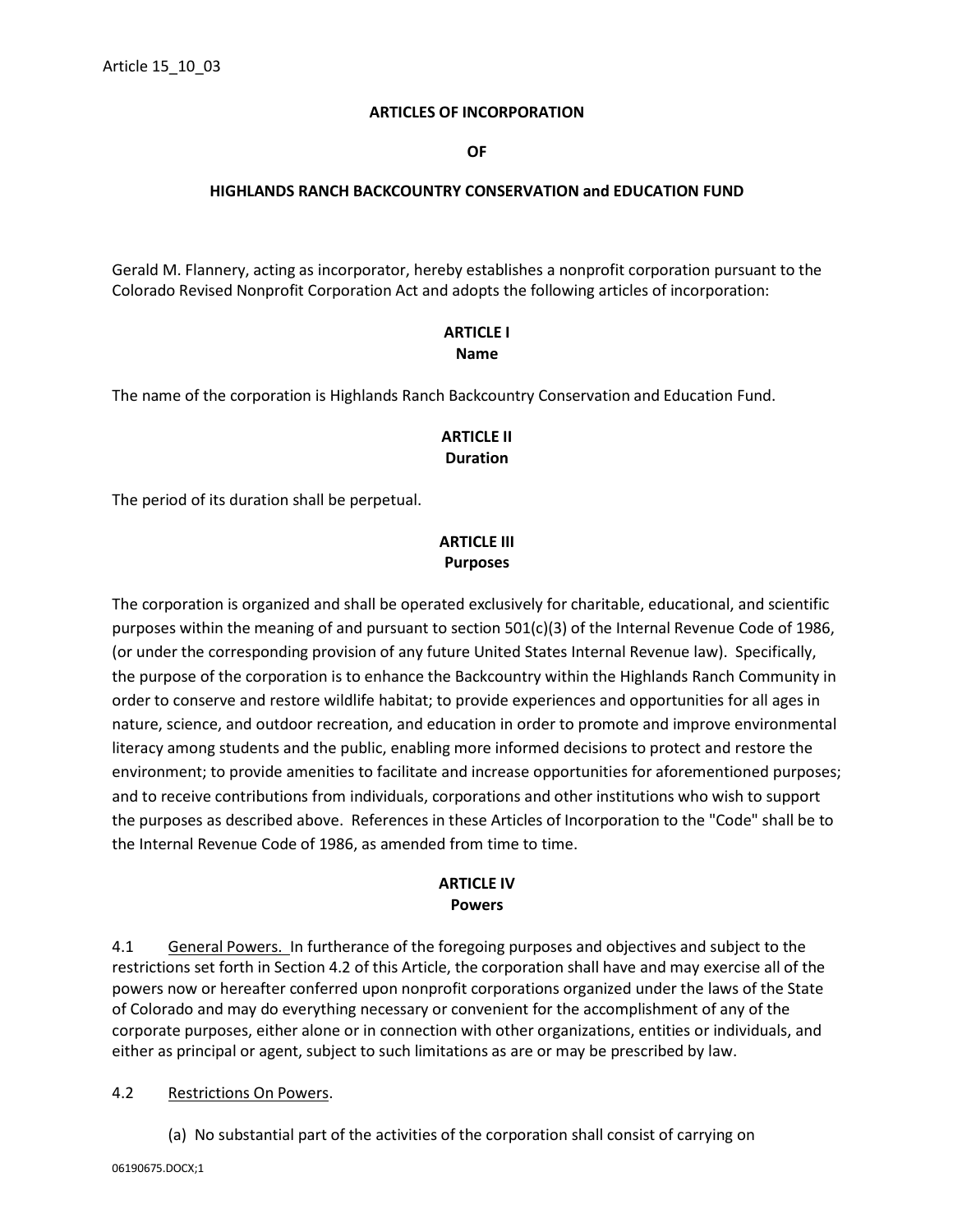# ARTICLES OF INCORPORATION

# OF

# HIGHLANDS RANCH BACKCOUNTRY CONSERVATION and EDUCATION FUND

Gerald M. Flannery, acting as incorporator, hereby establishes a nonprofit corporation pursuant to the Colorado Revised Nonprofit Corporation Act and adopts the following articles of incorporation:

## ARTICLE I
## Name

The name of the corporation is Highlands Ranch Backcountry Conservation and Education Fund.

## ARTICLE II
## Duration

The period of its duration shall be perpetual.

## ARTICLE III
## Purposes

The corporation is organized and shall be operated exclusively for charitable, educational, and scientific purposes within the meaning of and pursuant to section 501(c)(3) of the Internal Revenue Code of 1986, (or under the corresponding provision of any future United States Internal Revenue law). Specifically, the purpose of the corporation is to enhance the Backcountry within the Highlands Ranch Community in order to conserve and restore wildlife habitat; to provide experiences and opportunities for all ages in nature, science, and outdoor recreation, and education in order to promote and improve environmental literacy among students and the public, enabling more informed decisions to protect and restore the environment; to provide amenities to facilitate and increase opportunities for aforementioned purposes; and to receive contributions from individuals, corporations and other institutions who wish to support the purposes as described above. References in these Articles of Incorporation to the "Code" shall be to the Internal Revenue Code of 1986, as amended from time to time.

## ARTICLE IV
## Powers

4.1 General Powers. In furtherance of the foregoing purposes and objectives and subject to the restrictions set forth in Section 4.2 of this Article, the corporation shall have and may exercise all of the powers now or hereafter conferred upon nonprofit corporations organized under the laws of the State of Colorado and may do everything necessary or convenient for the accomplishment of any of the corporate purposes, either alone or in connection with other organizations, entities or individuals, and either as principal or agent, subject to such limitations as are or may be prescribed by law.

4.2 Restrictions On Powers.

(a) No substantial part of the activities of the corporation shall consist of carrying on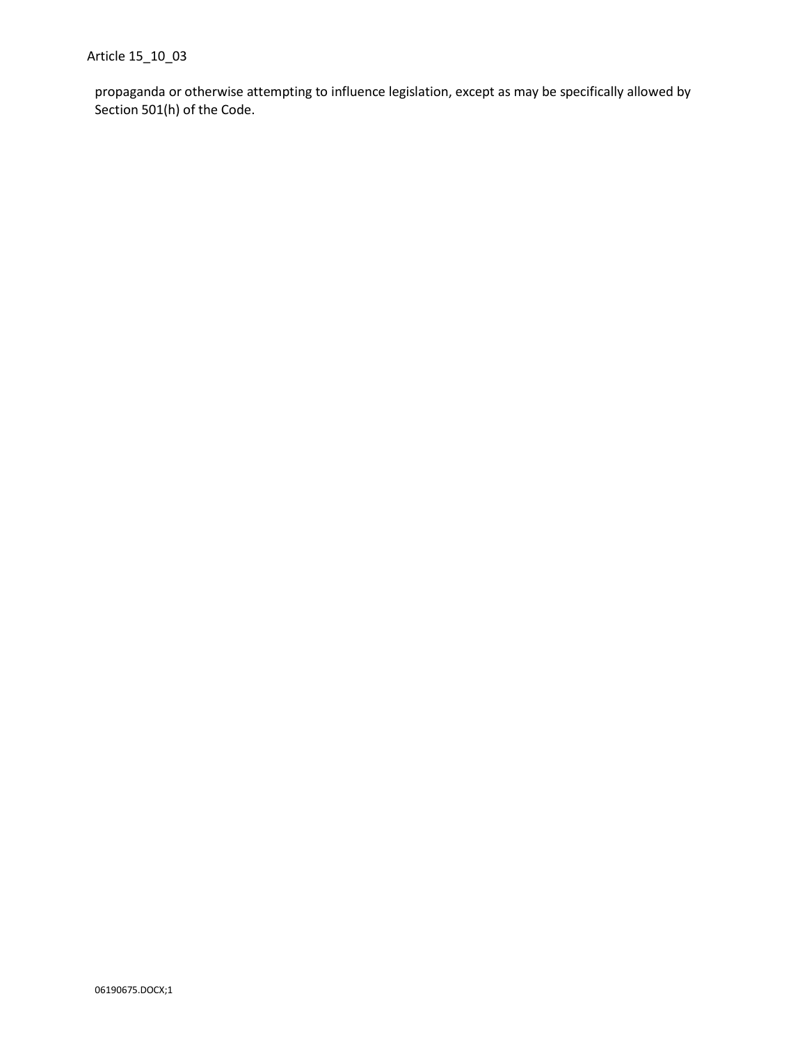propaganda or otherwise attempting to influence legislation, except as may be specifically allowed by Section 501(h) of the Code.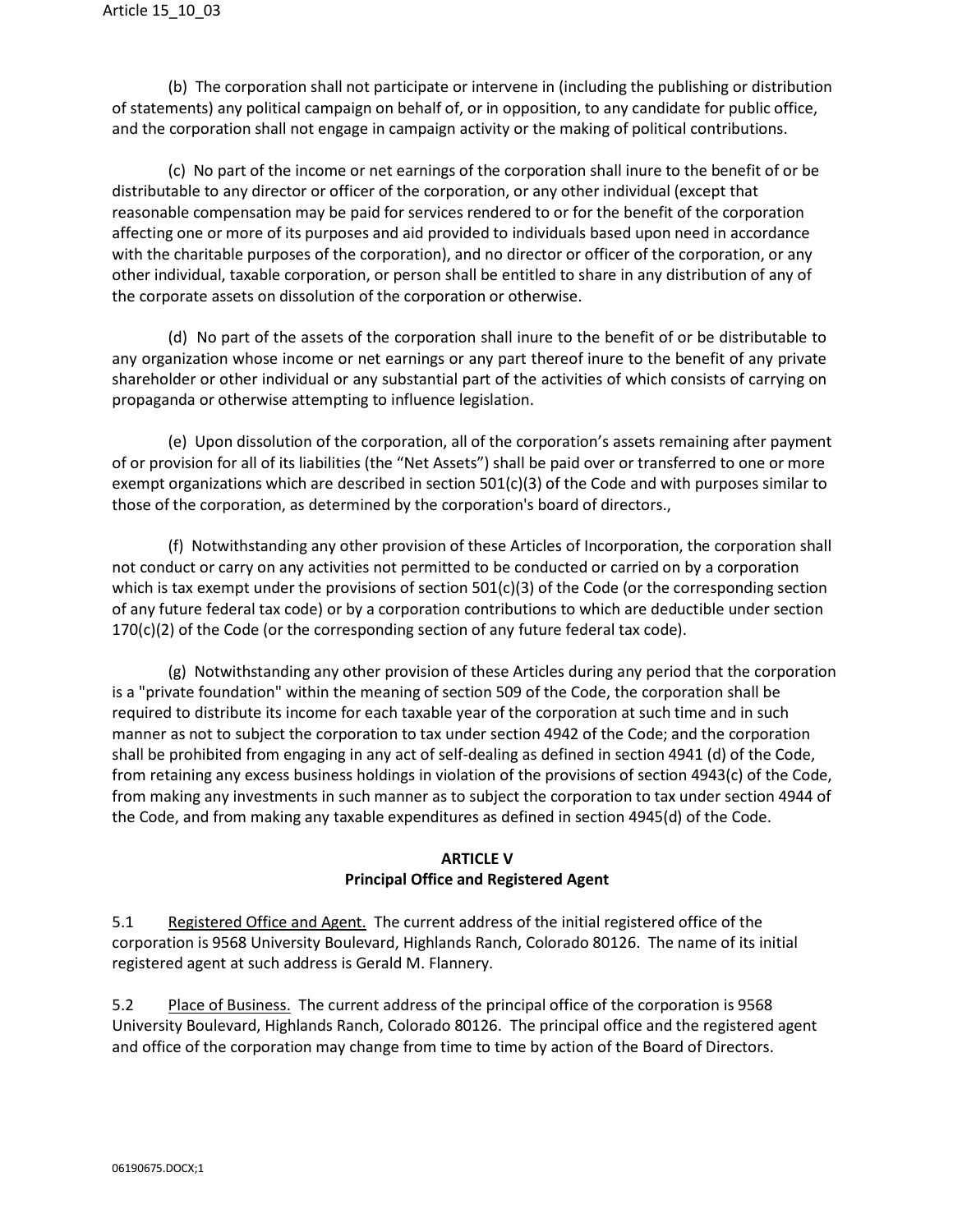(b) The corporation shall not participate or intervene in (including the publishing or distribution of statements) any political campaign on behalf of, or in opposition, to any candidate for public office, and the corporation shall not engage in campaign activity or the making of political contributions.

(c) No part of the income or net earnings of the corporation shall inure to the benefit of or be distributable to any director or officer of the corporation, or any other individual (except that reasonable compensation may be paid for services rendered to or for the benefit of the corporation affecting one or more of its purposes and aid provided to individuals based upon need in accordance with the charitable purposes of the corporation), and no director or officer of the corporation, or any other individual, taxable corporation, or person shall be entitled to share in any distribution of any of the corporate assets on dissolution of the corporation or otherwise.

(d) No part of the assets of the corporation shall inure to the benefit of or be distributable to any organization whose income or net earnings or any part thereof inure to the benefit of any private shareholder or other individual or any substantial part of the activities of which consists of carrying on propaganda or otherwise attempting to influence legislation.

(e) Upon dissolution of the corporation, all of the corporation's assets remaining after payment of or provision for all of its liabilities (the "Net Assets") shall be paid over or transferred to one or more exempt organizations which are described in section 501(c)(3) of the Code and with purposes similar to those of the corporation, as determined by the corporation's board of directors.,

(f) Notwithstanding any other provision of these Articles of Incorporation, the corporation shall not conduct or carry on any activities not permitted to be conducted or carried on by a corporation which is tax exempt under the provisions of section 501(c)(3) of the Code (or the corresponding section of any future federal tax code) or by a corporation contributions to which are deductible under section 170(c)(2) of the Code (or the corresponding section of any future federal tax code).

(g) Notwithstanding any other provision of these Articles during any period that the corporation is a "private foundation" within the meaning of section 509 of the Code, the corporation shall be required to distribute its income for each taxable year of the corporation at such time and in such manner as not to subject the corporation to tax under section 4942 of the Code; and the corporation shall be prohibited from engaging in any act of self-dealing as defined in section 4941 (d) of the Code, from retaining any excess business holdings in violation of the provisions of section 4943(c) of the Code, from making any investments in such manner as to subject the corporation to tax under section 4944 of the Code, and from making any taxable expenditures as defined in section 4945(d) of the Code.

## ARTICLE V
## Principal Office and Registered Agent

5.1 Registered Office and Agent. The current address of the initial registered office of the corporation is 9568 University Boulevard, Highlands Ranch, Colorado 80126. The name of its initial registered agent at such address is Gerald M. Flannery.

5.2 Place of Business. The current address of the principal office of the corporation is 9568 University Boulevard, Highlands Ranch, Colorado 80126. The principal office and the registered agent and office of the corporation may change from time to time by action of the Board of Directors.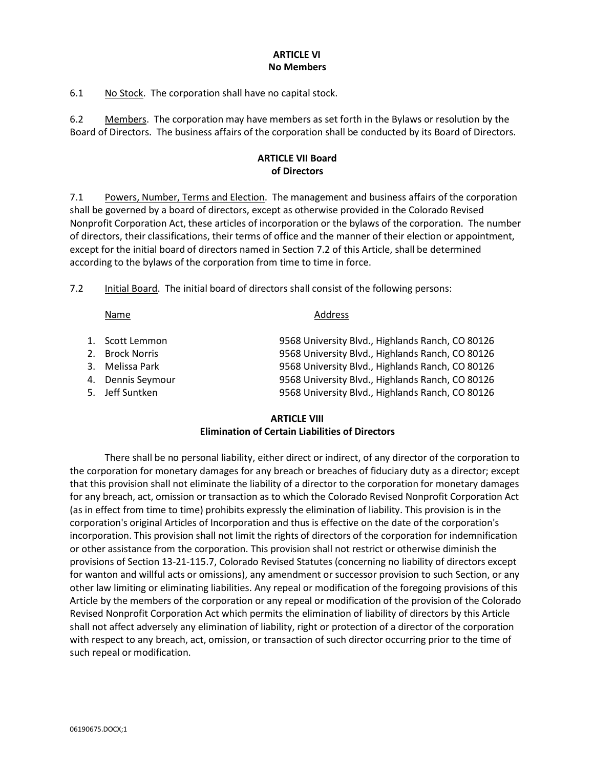## ARTICLE VI
## No Members

6.1 No Stock. The corporation shall have no capital stock.

6.2 Members. The corporation may have members as set forth in the Bylaws or resolution by the Board of Directors. The business affairs of the corporation shall be conducted by its Board of Directors.

## ARTICLE VII Board of Directors

7.1 Powers, Number, Terms and Election. The management and business affairs of the corporation shall be governed by a board of directors, except as otherwise provided in the Colorado Revised Nonprofit Corporation Act, these articles of incorporation or the bylaws of the corporation. The number of directors, their classifications, their terms of office and the manner of their election or appointment, except for the initial board of directors named in Section 7.2 of this Article, shall be determined according to the bylaws of the corporation from time to time in force.

7.2 Initial Board. The initial board of directors shall consist of the following persons:

| Name | Address |
|---|---|
| 1. Scott Lemmon | 9568 University Blvd., Highlands Ranch, CO 80126 |
| 2. Brock Norris | 9568 University Blvd., Highlands Ranch, CO 80126 |
| 3. Melissa Park | 9568 University Blvd., Highlands Ranch, CO 80126 |
| 4. Dennis Seymour | 9568 University Blvd., Highlands Ranch, CO 80126 |
| 5. Jeff Suntken | 9568 University Blvd., Highlands Ranch, CO 80126 |

## ARTICLE VIII
## Elimination of Certain Liabilities of Directors

There shall be no personal liability, either direct or indirect, of any director of the corporation to the corporation for monetary damages for any breach or breaches of fiduciary duty as a director; except that this provision shall not eliminate the liability of a director to the corporation for monetary damages for any breach, act, omission or transaction as to which the Colorado Revised Nonprofit Corporation Act (as in effect from time to time) prohibits expressly the elimination of liability. This provision is in the corporation's original Articles of Incorporation and thus is effective on the date of the corporation's incorporation. This provision shall not limit the rights of directors of the corporation for indemnification or other assistance from the corporation. This provision shall not restrict or otherwise diminish the provisions of Section 13-21-115.7, Colorado Revised Statutes (concerning no liability of directors except for wanton and willful acts or omissions), any amendment or successor provision to such Section, or any other law limiting or eliminating liabilities. Any repeal or modification of the foregoing provisions of this Article by the members of the corporation or any repeal or modification of the provision of the Colorado Revised Nonprofit Corporation Act which permits the elimination of liability of directors by this Article shall not affect adversely any elimination of liability, right or protection of a director of the corporation with respect to any breach, act, omission, or transaction of such director occurring prior to the time of such repeal or modification.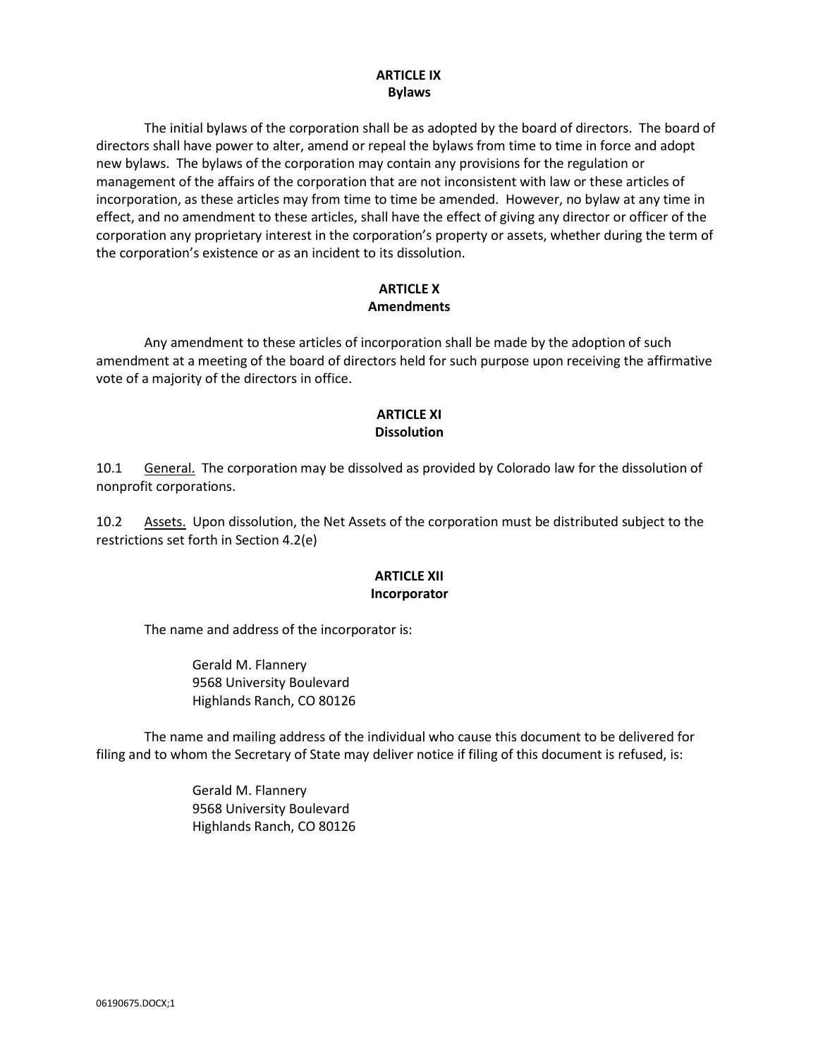## ARTICLE IX
## Bylaws

The initial bylaws of the corporation shall be as adopted by the board of directors. The board of directors shall have power to alter, amend or repeal the bylaws from time to time in force and adopt new bylaws. The bylaws of the corporation may contain any provisions for the regulation or management of the affairs of the corporation that are not inconsistent with law or these articles of incorporation, as these articles may from time to time be amended. However, no bylaw at any time in effect, and no amendment to these articles, shall have the effect of giving any director or officer of the corporation any proprietary interest in the corporation's property or assets, whether during the term of the corporation's existence or as an incident to its dissolution.

## ARTICLE X
## Amendments

Any amendment to these articles of incorporation shall be made by the adoption of such amendment at a meeting of the board of directors held for such purpose upon receiving the affirmative vote of a majority of the directors in office.

## ARTICLE XI
## Dissolution

10.1 General. The corporation may be dissolved as provided by Colorado law for the dissolution of nonprofit corporations.

10.2 Assets. Upon dissolution, the Net Assets of the corporation must be distributed subject to the restrictions set forth in Section 4.2(e)

## ARTICLE XII
## Incorporator

The name and address of the incorporator is:

Gerald M. Flannery
9568 University Boulevard
Highlands Ranch, CO 80126

The name and mailing address of the individual who cause this document to be delivered for filing and to whom the Secretary of State may deliver notice if filing of this document is refused, is:

Gerald M. Flannery
9568 University Boulevard
Highlands Ranch, CO 80126